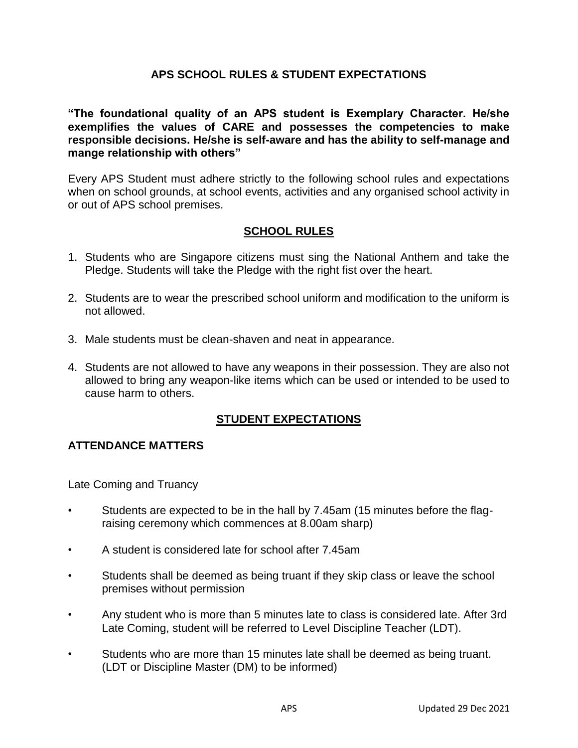# APS SCHOOL RULES & STUDENT EXPECTATIONS

**"The foundational quality of an APS student is Exemplary Character. He/she exemplifies the values of CARE and possesses the competencies to make responsible decisions. He/she is self-aware and has the ability to self-manage and mange relationship with others"**

Every APS Student must adhere strictly to the following school rules and expectations when on school grounds, at school events, activities and any organised school activity in or out of APS school premises.

## SCHOOL RULES

1. Students who are Singapore citizens must sing the National Anthem and take the Pledge. Students will take the Pledge with the right fist over the heart.
2. Students are to wear the prescribed school uniform and modification to the uniform is not allowed.
3. Male students must be clean-shaven and neat in appearance.
4. Students are not allowed to have any weapons in their possession. They are also not allowed to bring any weapon-like items which can be used or intended to be used to cause harm to others.

## STUDENT EXPECTATIONS

### ATTENDANCE MATTERS

Late Coming and Truancy

- Students are expected to be in the hall by 7.45am (15 minutes before the flag-raising ceremony which commences at 8.00am sharp)
- A student is considered late for school after 7.45am
- Students shall be deemed as being truant if they skip class or leave the school premises without permission
- Any student who is more than 5 minutes late to class is considered late. After 3rd Late Coming, student will be referred to Level Discipline Teacher (LDT).
- Students who are more than 15 minutes late shall be deemed as being truant. (LDT or Discipline Master (DM) to be informed)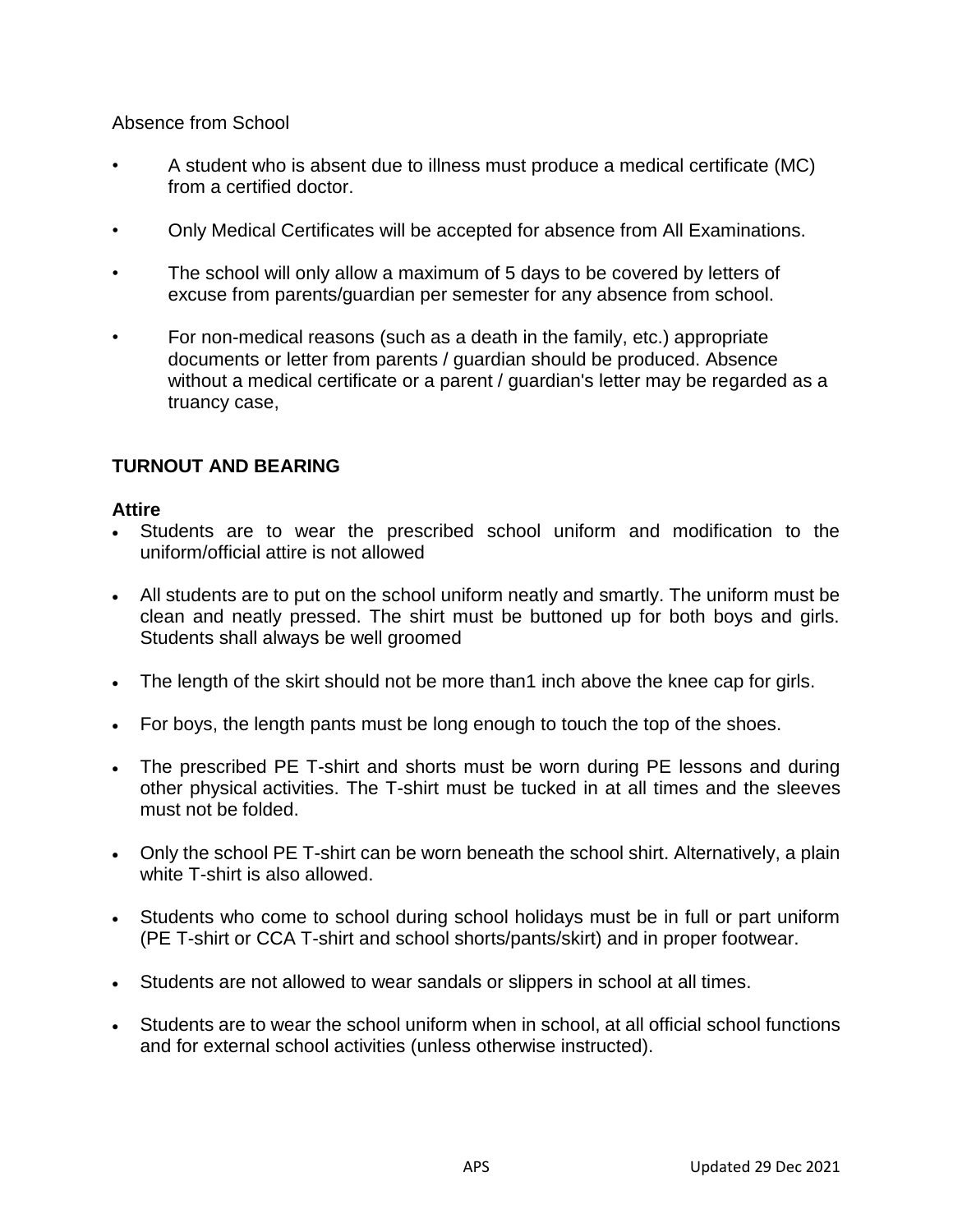Absence from School

- A student who is absent due to illness must produce a medical certificate (MC) from a certified doctor.
- Only Medical Certificates will be accepted for absence from All Examinations.
- The school will only allow a maximum of 5 days to be covered by letters of excuse from parents/guardian per semester for any absence from school.
- For non-medical reasons (such as a death in the family, etc.) appropriate documents or letter from parents / guardian should be produced. Absence without a medical certificate or a parent / guardian's letter may be regarded as a truancy case,

## TURNOUT AND BEARING

### Attire

- Students are to wear the prescribed school uniform and modification to the uniform/official attire is not allowed
- All students are to put on the school uniform neatly and smartly. The uniform must be clean and neatly pressed. The shirt must be buttoned up for both boys and girls. Students shall always be well groomed
- The length of the skirt should not be more than1 inch above the knee cap for girls.
- For boys, the length pants must be long enough to touch the top of the shoes.
- The prescribed PE T-shirt and shorts must be worn during PE lessons and during other physical activities. The T-shirt must be tucked in at all times and the sleeves must not be folded.
- Only the school PE T-shirt can be worn beneath the school shirt. Alternatively, a plain white T-shirt is also allowed.
- Students who come to school during school holidays must be in full or part uniform (PE T-shirt or CCA T-shirt and school shorts/pants/skirt) and in proper footwear.
- Students are not allowed to wear sandals or slippers in school at all times.
- Students are to wear the school uniform when in school, at all official school functions and for external school activities (unless otherwise instructed).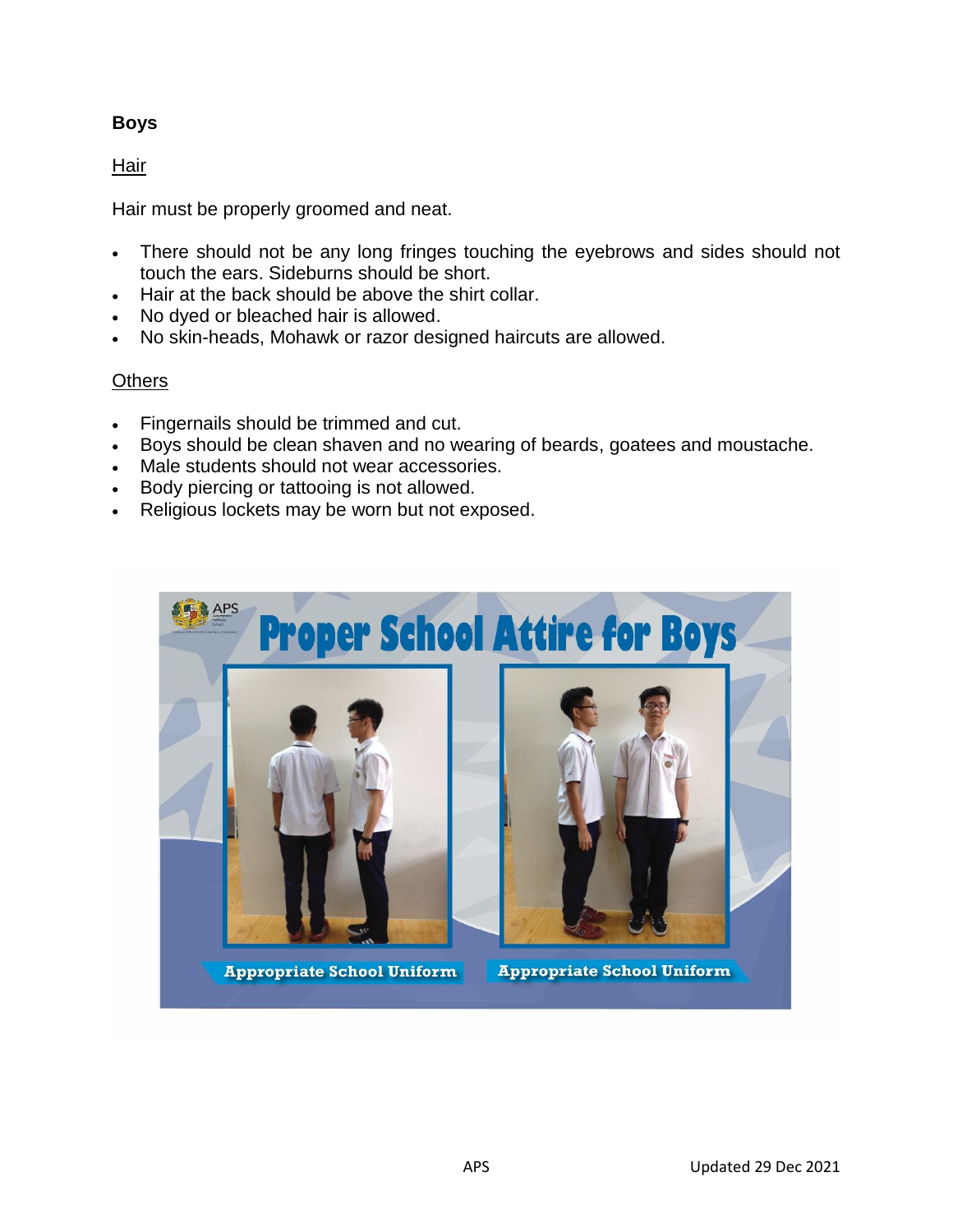## Boys

### Hair

Hair must be properly groomed and neat.

- There should not be any long fringes touching the eyebrows and sides should not touch the ears. Sideburns should be short.
- Hair at the back should be above the shirt collar.
- No dyed or bleached hair is allowed.
- No skin-heads, Mohawk or razor designed haircuts are allowed.

### Others

- Fingernails should be trimmed and cut.
- Boys should be clean shaven and no wearing of beards, goatees and moustache.
- Male students should not wear accessories.
- Body piercing or tattooing is not allowed.
- Religious lockets may be worn but not exposed.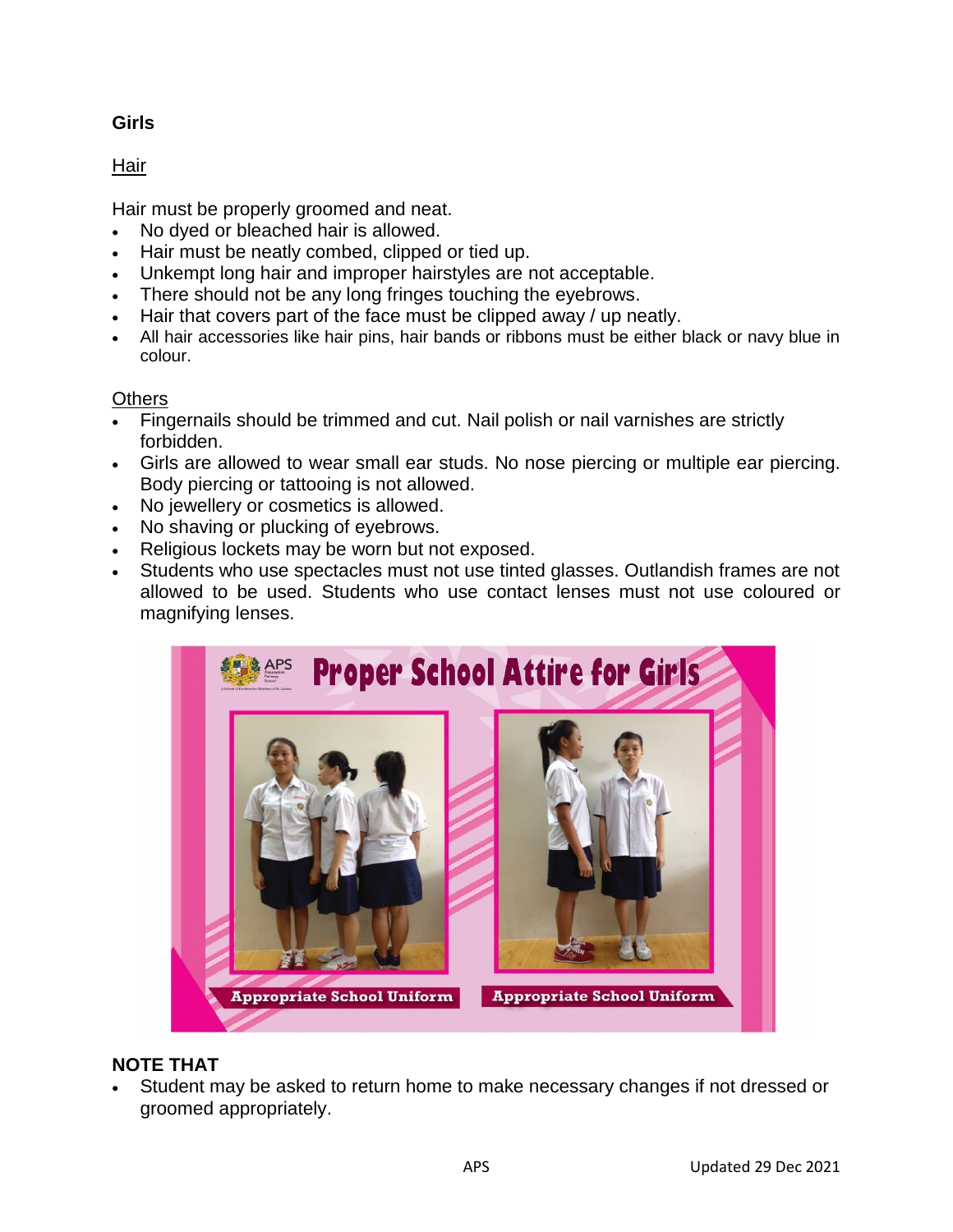### Girls

Hair

Hair must be properly groomed and neat.

- No dyed or bleached hair is allowed.
- Hair must be neatly combed, clipped or tied up.
- Unkempt long hair and improper hairstyles are not acceptable.
- There should not be any long fringes touching the eyebrows.
- Hair that covers part of the face must be clipped away / up neatly.
- All hair accessories like hair pins, hair bands or ribbons must be either black or navy blue in colour.

Others

- Fingernails should be trimmed and cut. Nail polish or nail varnishes are strictly forbidden.
- Girls are allowed to wear small ear studs. No nose piercing or multiple ear piercing. Body piercing or tattooing is not allowed.
- No jewellery or cosmetics is allowed.
- No shaving or plucking of eyebrows.
- Religious lockets may be worn but not exposed.
- Students who use spectacles must not use tinted glasses. Outlandish frames are not allowed to be used. Students who use contact lenses must not use coloured or magnifying lenses.

**NOTE THAT**

- Student may be asked to return home to make necessary changes if not dressed or groomed appropriately.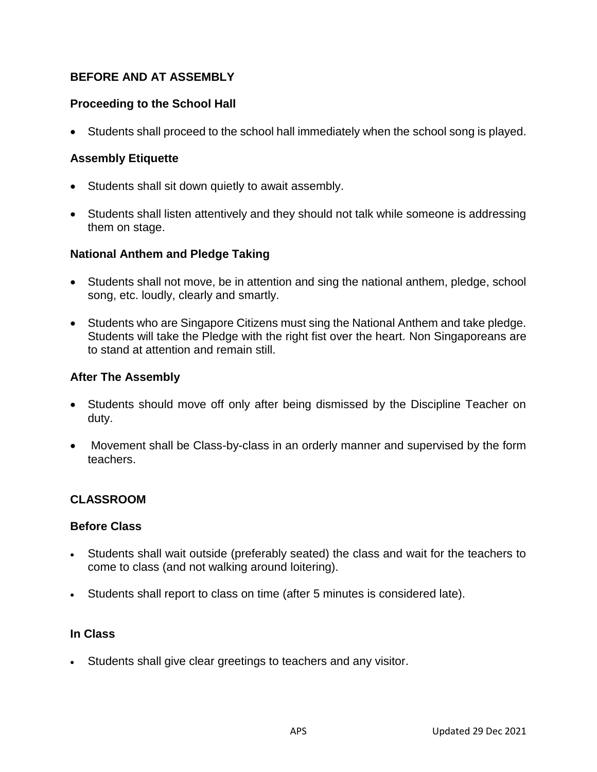## BEFORE AND AT ASSEMBLY

### Proceeding to the School Hall

- Students shall proceed to the school hall immediately when the school song is played.

### Assembly Etiquette

- Students shall sit down quietly to await assembly.
- Students shall listen attentively and they should not talk while someone is addressing them on stage.

### National Anthem and Pledge Taking

- Students shall not move, be in attention and sing the national anthem, pledge, school song, etc. loudly, clearly and smartly.
- Students who are Singapore Citizens must sing the National Anthem and take pledge. Students will take the Pledge with the right fist over the heart. Non Singaporeans are to stand at attention and remain still.

### After The Assembly

- Students should move off only after being dismissed by the Discipline Teacher on duty.
- Movement shall be Class-by-class in an orderly manner and supervised by the form teachers.

## CLASSROOM

### Before Class

- Students shall wait outside (preferably seated) the class and wait for the teachers to come to class (and not walking around loitering).
- Students shall report to class on time (after 5 minutes is considered late).

### In Class

- Students shall give clear greetings to teachers and any visitor.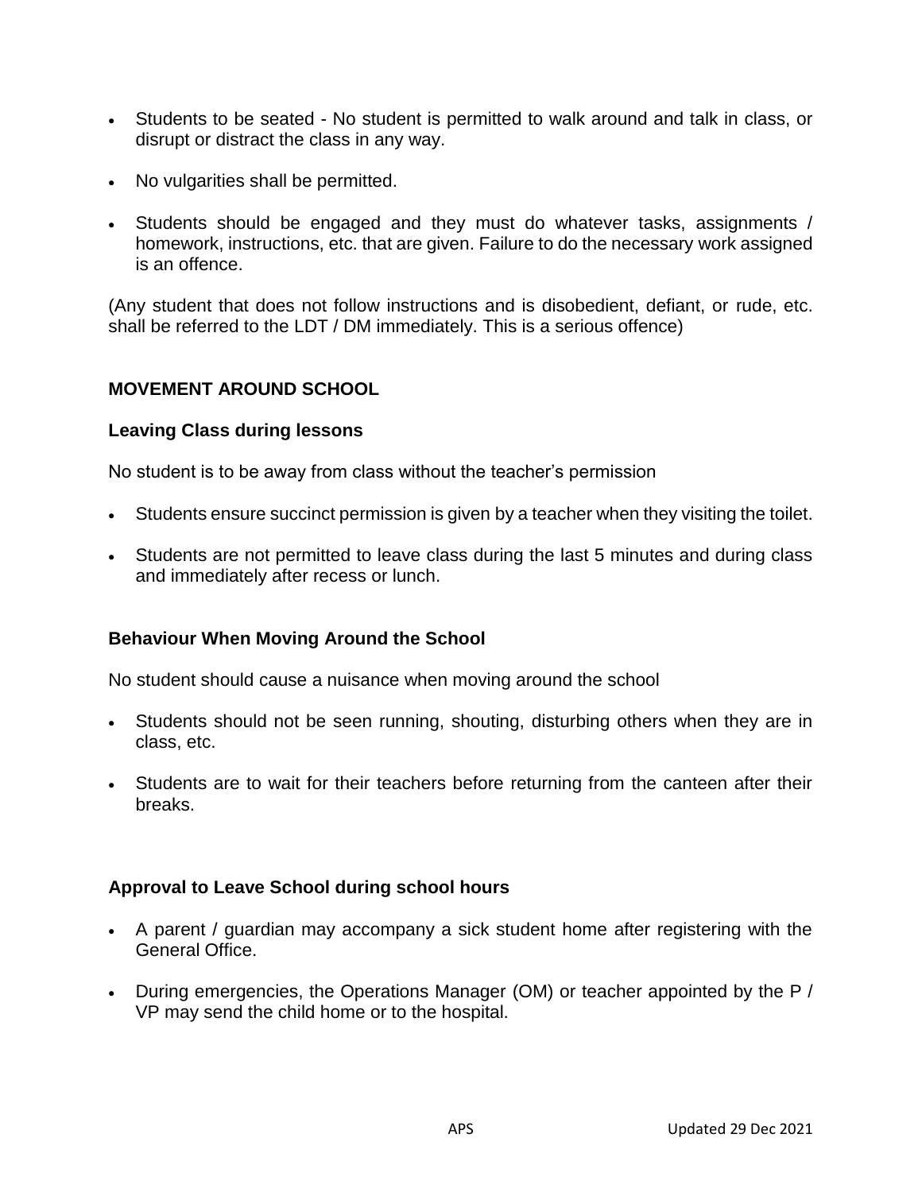- Students to be seated - No student is permitted to walk around and talk in class, or disrupt or distract the class in any way.
- No vulgarities shall be permitted.
- Students should be engaged and they must do whatever tasks, assignments / homework, instructions, etc. that are given. Failure to do the necessary work assigned is an offence.

(Any student that does not follow instructions and is disobedient, defiant, or rude, etc. shall be referred to the LDT / DM immediately. This is a serious offence)

## MOVEMENT AROUND SCHOOL

### Leaving Class during lessons

No student is to be away from class without the teacher's permission

- Students ensure succinct permission is given by a teacher when they visiting the toilet.
- Students are not permitted to leave class during the last 5 minutes and during class and immediately after recess or lunch.

### Behaviour When Moving Around the School

No student should cause a nuisance when moving around the school

- Students should not be seen running, shouting, disturbing others when they are in class, etc.
- Students are to wait for their teachers before returning from the canteen after their breaks.

### Approval to Leave School during school hours

- A parent / guardian may accompany a sick student home after registering with the General Office.
- During emergencies, the Operations Manager (OM) or teacher appointed by the P / VP may send the child home or to the hospital.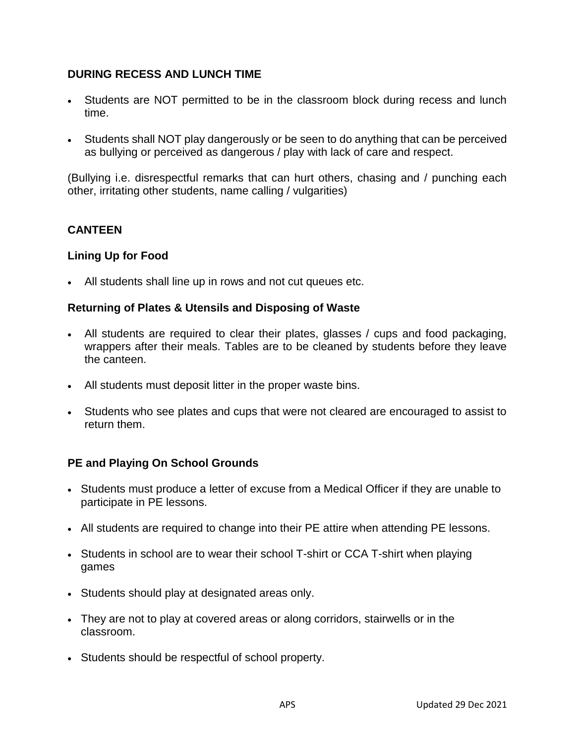## DURING RECESS AND LUNCH TIME

- Students are NOT permitted to be in the classroom block during recess and lunch time.
- Students shall NOT play dangerously or be seen to do anything that can be perceived as bullying or perceived as dangerous / play with lack of care and respect.

(Bullying i.e. disrespectful remarks that can hurt others, chasing and / punching each other, irritating other students, name calling / vulgarities)

## CANTEEN

### Lining Up for Food

- All students shall line up in rows and not cut queues etc.

### Returning of Plates & Utensils and Disposing of Waste

- All students are required to clear their plates, glasses / cups and food packaging, wrappers after their meals. Tables are to be cleaned by students before they leave the canteen.
- All students must deposit litter in the proper waste bins.
- Students who see plates and cups that were not cleared are encouraged to assist to return them.

## PE and Playing On School Grounds

- Students must produce a letter of excuse from a Medical Officer if they are unable to participate in PE lessons.
- All students are required to change into their PE attire when attending PE lessons.
- Students in school are to wear their school T-shirt or CCA T-shirt when playing games
- Students should play at designated areas only.
- They are not to play at covered areas or along corridors, stairwells or in the classroom.
- Students should be respectful of school property.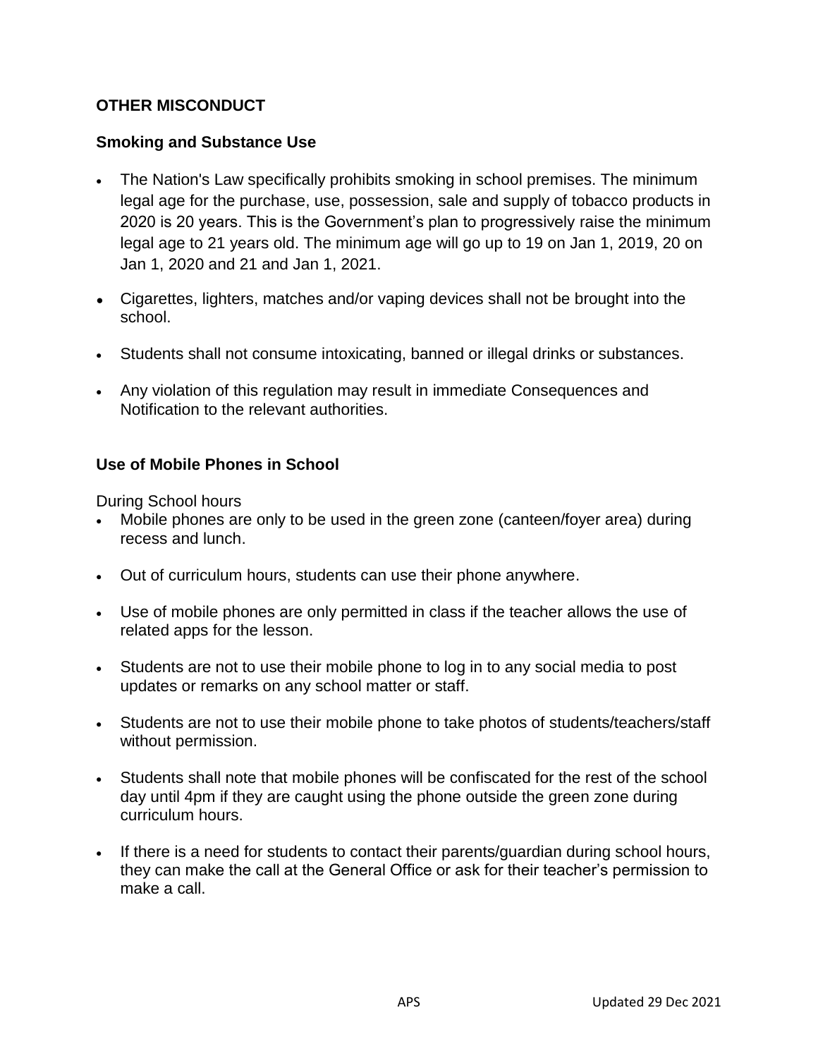**OTHER MISCONDUCT**

**Smoking and Substance Use**

- The Nation's Law specifically prohibits smoking in school premises. The minimum legal age for the purchase, use, possession, sale and supply of tobacco products in 2020 is 20 years. This is the Government's plan to progressively raise the minimum legal age to 21 years old. The minimum age will go up to 19 on Jan 1, 2019, 20 on Jan 1, 2020 and 21 and Jan 1, 2021.
- Cigarettes, lighters, matches and/or vaping devices shall not be brought into the school.
- Students shall not consume intoxicating, banned or illegal drinks or substances.
- Any violation of this regulation may result in immediate Consequences and Notification to the relevant authorities.

**Use of Mobile Phones in School**

During School hours

- Mobile phones are only to be used in the green zone (canteen/foyer area) during recess and lunch.
- Out of curriculum hours, students can use their phone anywhere.
- Use of mobile phones are only permitted in class if the teacher allows the use of related apps for the lesson.
- Students are not to use their mobile phone to log in to any social media to post updates or remarks on any school matter or staff.
- Students are not to use their mobile phone to take photos of students/teachers/staff without permission.
- Students shall note that mobile phones will be confiscated for the rest of the school day until 4pm if they are caught using the phone outside the green zone during curriculum hours.
- If there is a need for students to contact their parents/guardian during school hours, they can make the call at the General Office or ask for their teacher's permission to make a call.